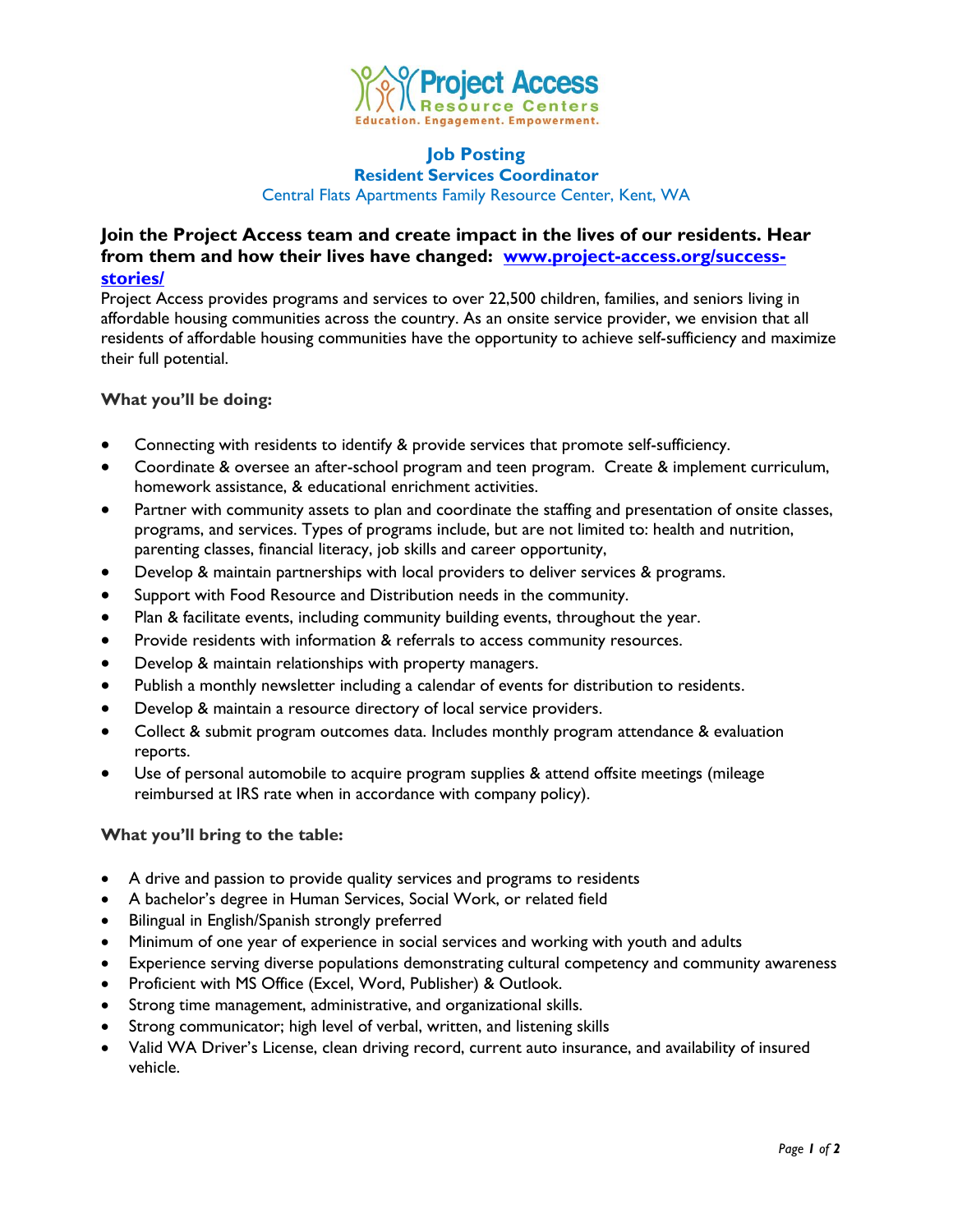Project Access
Resource Centers
Education. Engagement. Empowerment.

# Job Posting

## Resident Services Coordinator

Central Flats Apartments Family Resource Center, Kent, WA

**Join the Project Access team and create impact in the lives of our residents. Hear from them and how their lives have changed: [www.project-access.org/success-stories/](www.project-access.org/success-stories/)**

Project Access provides programs and services to over 22,500 children, families, and seniors living in affordable housing communities across the country. As an onsite service provider, we envision that all residents of affordable housing communities have the opportunity to achieve self-sufficiency and maximize their full potential.

**What you'll be doing:**

- Connecting with residents to identify & provide services that promote self-sufficiency.
- Coordinate & oversee an after-school program and teen program. Create & implement curriculum, homework assistance, & educational enrichment activities.
- Partner with community assets to plan and coordinate the staffing and presentation of onsite classes, programs, and services. Types of programs include, but are not limited to: health and nutrition, parenting classes, financial literacy, job skills and career opportunity,
- Develop & maintain partnerships with local providers to deliver services & programs.
- Support with Food Resource and Distribution needs in the community.
- Plan & facilitate events, including community building events, throughout the year.
- Provide residents with information & referrals to access community resources.
- Develop & maintain relationships with property managers.
- Publish a monthly newsletter including a calendar of events for distribution to residents.
- Develop & maintain a resource directory of local service providers.
- Collect & submit program outcomes data. Includes monthly program attendance & evaluation reports.
- Use of personal automobile to acquire program supplies & attend offsite meetings (mileage reimbursed at IRS rate when in accordance with company policy).

**What you'll bring to the table:**

- A drive and passion to provide quality services and programs to residents
- A bachelor's degree in Human Services, Social Work, or related field
- Bilingual in English/Spanish strongly preferred
- Minimum of one year of experience in social services and working with youth and adults
- Experience serving diverse populations demonstrating cultural competency and community awareness
- Proficient with MS Office (Excel, Word, Publisher) & Outlook.
- Strong time management, administrative, and organizational skills.
- Strong communicator; high level of verbal, written, and listening skills
- Valid WA Driver's License, clean driving record, current auto insurance, and availability of insured vehicle.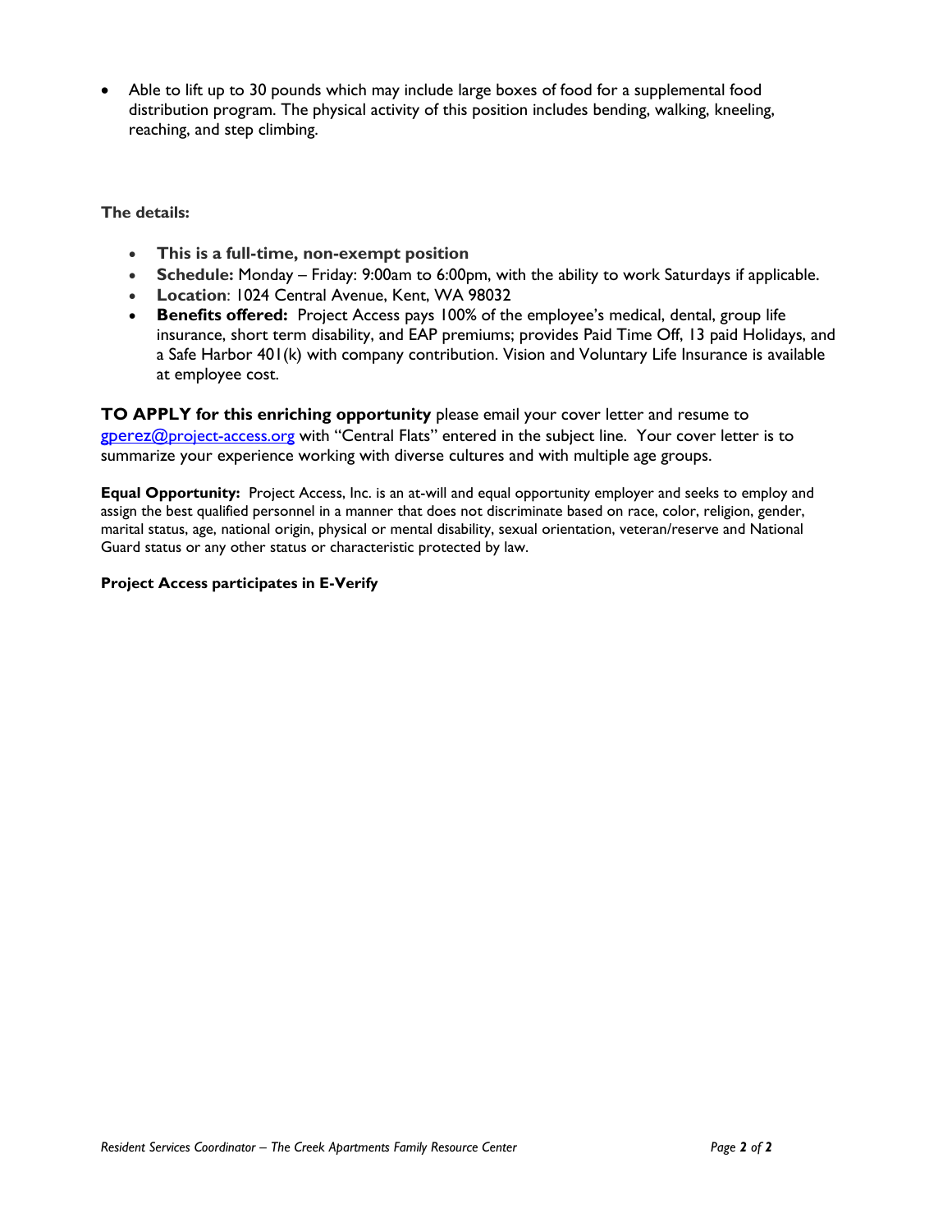- Able to lift up to 30 pounds which may include large boxes of food for a supplemental food distribution program. The physical activity of this position includes bending, walking, kneeling, reaching, and step climbing.

**The details:**

- **This is a full-time, non-exempt position**
- **Schedule:** Monday – Friday: 9:00am to 6:00pm, with the ability to work Saturdays if applicable.
- **Location**: 1024 Central Avenue, Kent, WA 98032
- **Benefits offered:** Project Access pays 100% of the employee's medical, dental, group life insurance, short term disability, and EAP premiums; provides Paid Time Off, 13 paid Holidays, and a Safe Harbor 401(k) with company contribution. Vision and Voluntary Life Insurance is available at employee cost.

**TO APPLY for this enriching opportunity** please email your cover letter and resume to gperez@project-access.org with "Central Flats" entered in the subject line. Your cover letter is to summarize your experience working with diverse cultures and with multiple age groups.

**Equal Opportunity:** Project Access, Inc. is an at-will and equal opportunity employer and seeks to employ and assign the best qualified personnel in a manner that does not discriminate based on race, color, religion, gender, marital status, age, national origin, physical or mental disability, sexual orientation, veteran/reserve and National Guard status or any other status or characteristic protected by law.

**Project Access participates in E-Verify**